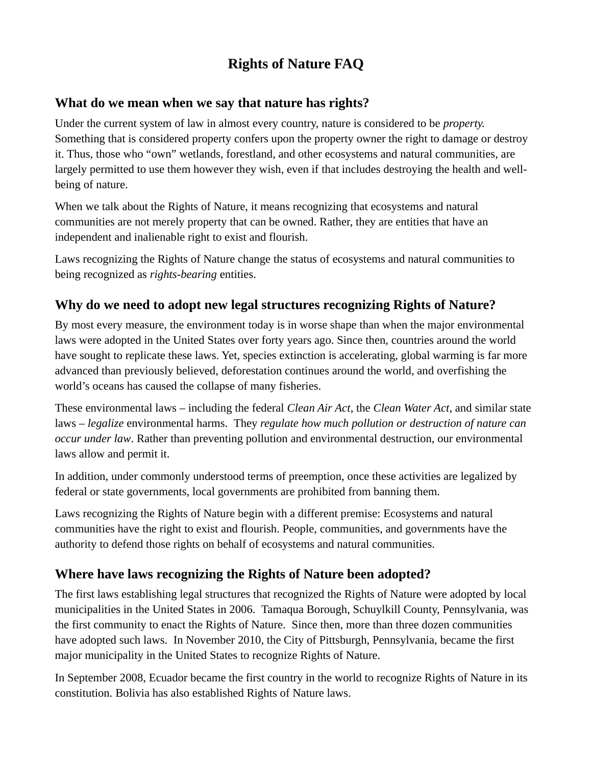# Rights of Nature FAQ

## What do we mean when we say that nature has rights?

Under the current system of law in almost every country, nature is considered to be *property.* Something that is considered property confers upon the property owner the right to damage or destroy it. Thus, those who "own" wetlands, forestland, and other ecosystems and natural communities, are largely permitted to use them however they wish, even if that includes destroying the health and well-being of nature.

When we talk about the Rights of Nature, it means recognizing that ecosystems and natural communities are not merely property that can be owned. Rather, they are entities that have an independent and inalienable right to exist and flourish.

Laws recognizing the Rights of Nature change the status of ecosystems and natural communities to being recognized as *rights-bearing* entities.

## Why do we need to adopt new legal structures recognizing Rights of Nature?

By most every measure, the environment today is in worse shape than when the major environmental laws were adopted in the United States over forty years ago. Since then, countries around the world have sought to replicate these laws. Yet, species extinction is accelerating, global warming is far more advanced than previously believed, deforestation continues around the world, and overfishing the world's oceans has caused the collapse of many fisheries.

These environmental laws – including the federal *Clean Air Act*, the *Clean Water Act*, and similar state laws – *legalize* environmental harms. They *regulate how much pollution or destruction of nature can occur under law*. Rather than preventing pollution and environmental destruction, our environmental laws allow and permit it.

In addition, under commonly understood terms of preemption, once these activities are legalized by federal or state governments, local governments are prohibited from banning them.

Laws recognizing the Rights of Nature begin with a different premise: Ecosystems and natural communities have the right to exist and flourish. People, communities, and governments have the authority to defend those rights on behalf of ecosystems and natural communities.

## Where have laws recognizing the Rights of Nature been adopted?

The first laws establishing legal structures that recognized the Rights of Nature were adopted by local municipalities in the United States in 2006. Tamaqua Borough, Schuylkill County, Pennsylvania, was the first community to enact the Rights of Nature. Since then, more than three dozen communities have adopted such laws. In November 2010, the City of Pittsburgh, Pennsylvania, became the first major municipality in the United States to recognize Rights of Nature.

In September 2008, Ecuador became the first country in the world to recognize Rights of Nature in its constitution. Bolivia has also established Rights of Nature laws.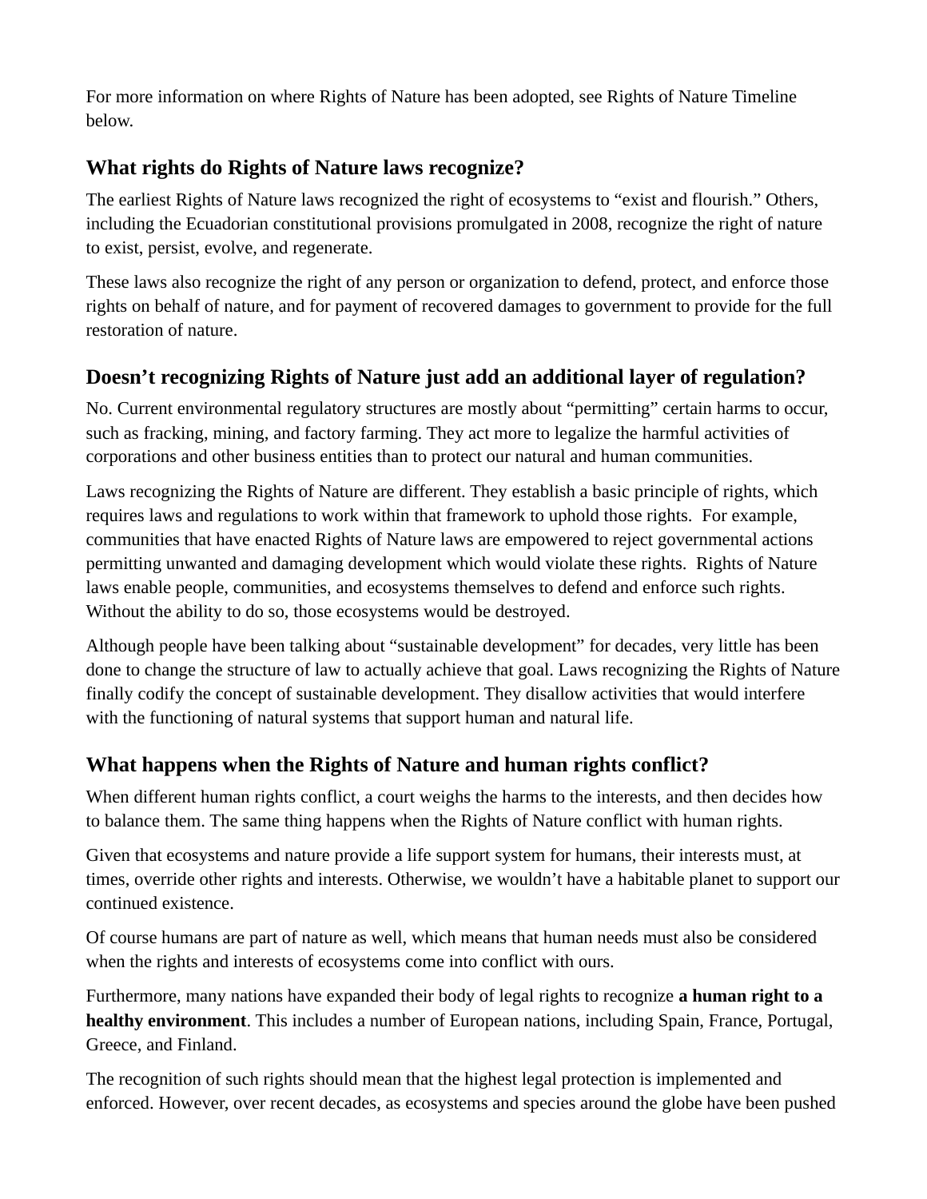For more information on where Rights of Nature has been adopted, see Rights of Nature Timeline below.

## What rights do Rights of Nature laws recognize?

The earliest Rights of Nature laws recognized the right of ecosystems to "exist and flourish." Others, including the Ecuadorian constitutional provisions promulgated in 2008, recognize the right of nature to exist, persist, evolve, and regenerate.

These laws also recognize the right of any person or organization to defend, protect, and enforce those rights on behalf of nature, and for payment of recovered damages to government to provide for the full restoration of nature.

## Doesn't recognizing Rights of Nature just add an additional layer of regulation?

No. Current environmental regulatory structures are mostly about "permitting" certain harms to occur, such as fracking, mining, and factory farming. They act more to legalize the harmful activities of corporations and other business entities than to protect our natural and human communities.

Laws recognizing the Rights of Nature are different. They establish a basic principle of rights, which requires laws and regulations to work within that framework to uphold those rights. For example, communities that have enacted Rights of Nature laws are empowered to reject governmental actions permitting unwanted and damaging development which would violate these rights. Rights of Nature laws enable people, communities, and ecosystems themselves to defend and enforce such rights. Without the ability to do so, those ecosystems would be destroyed.

Although people have been talking about "sustainable development" for decades, very little has been done to change the structure of law to actually achieve that goal. Laws recognizing the Rights of Nature finally codify the concept of sustainable development. They disallow activities that would interfere with the functioning of natural systems that support human and natural life.

## What happens when the Rights of Nature and human rights conflict?

When different human rights conflict, a court weighs the harms to the interests, and then decides how to balance them. The same thing happens when the Rights of Nature conflict with human rights.

Given that ecosystems and nature provide a life support system for humans, their interests must, at times, override other rights and interests. Otherwise, we wouldn't have a habitable planet to support our continued existence.

Of course humans are part of nature as well, which means that human needs must also be considered when the rights and interests of ecosystems come into conflict with ours.

Furthermore, many nations have expanded their body of legal rights to recognize **a human right to a healthy environment**. This includes a number of European nations, including Spain, France, Portugal, Greece, and Finland.

The recognition of such rights should mean that the highest legal protection is implemented and enforced. However, over recent decades, as ecosystems and species around the globe have been pushed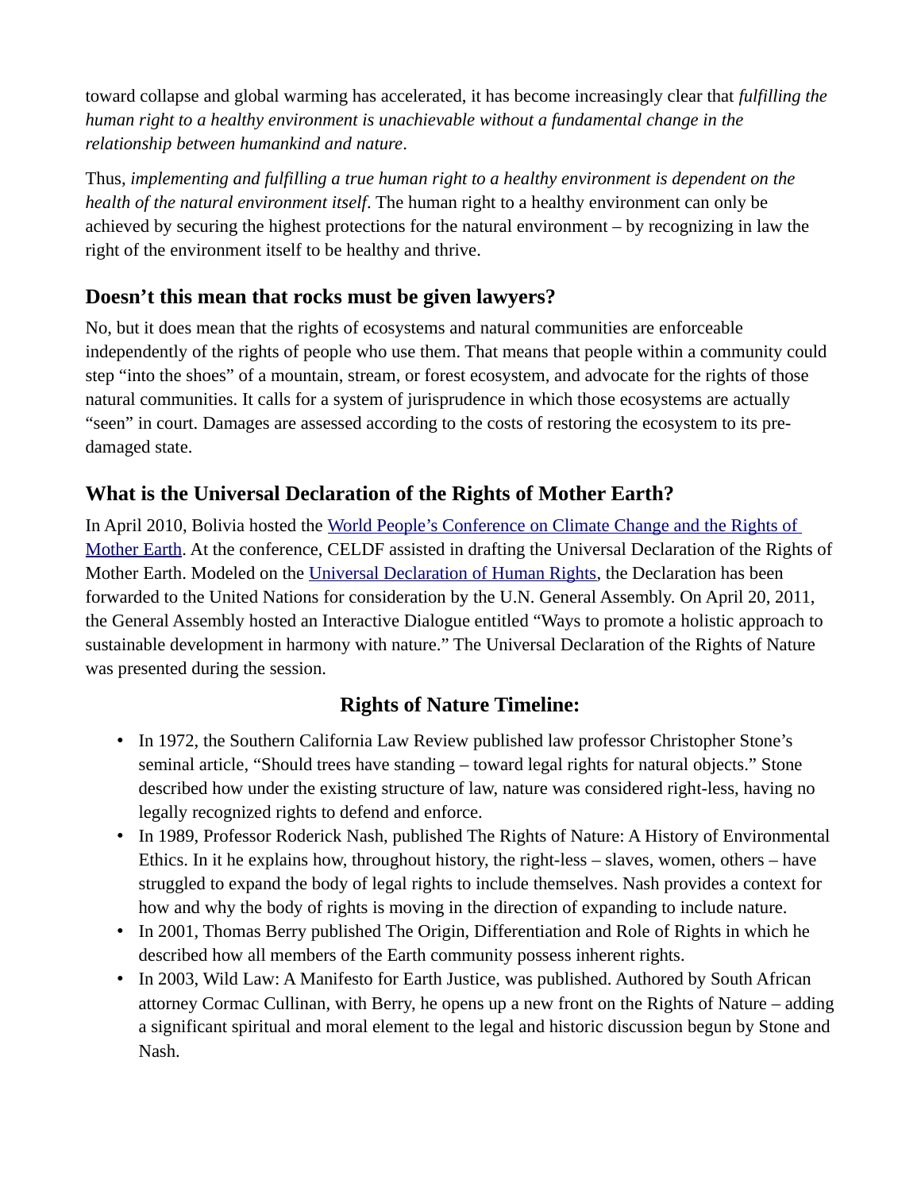toward collapse and global warming has accelerated, it has become increasingly clear that *fulfilling the human right to a healthy environment is unachievable without a fundamental change in the relationship between humankind and nature*.

Thus, *implementing and fulfilling a true human right to a healthy environment is dependent on the health of the natural environment itself*. The human right to a healthy environment can only be achieved by securing the highest protections for the natural environment – by recognizing in law the right of the environment itself to be healthy and thrive.

## Doesn't this mean that rocks must be given lawyers?

No, but it does mean that the rights of ecosystems and natural communities are enforceable independently of the rights of people who use them. That means that people within a community could step "into the shoes" of a mountain, stream, or forest ecosystem, and advocate for the rights of those natural communities. It calls for a system of jurisprudence in which those ecosystems are actually "seen" in court. Damages are assessed according to the costs of restoring the ecosystem to its pre-damaged state.

## What is the Universal Declaration of the Rights of Mother Earth?

In April 2010, Bolivia hosted the World People's Conference on Climate Change and the Rights of Mother Earth. At the conference, CELDF assisted in drafting the Universal Declaration of the Rights of Mother Earth. Modeled on the Universal Declaration of Human Rights, the Declaration has been forwarded to the United Nations for consideration by the U.N. General Assembly. On April 20, 2011, the General Assembly hosted an Interactive Dialogue entitled "Ways to promote a holistic approach to sustainable development in harmony with nature." The Universal Declaration of the Rights of Nature was presented during the session.

## Rights of Nature Timeline:

- In 1972, the Southern California Law Review published law professor Christopher Stone's seminal article, "Should trees have standing – toward legal rights for natural objects." Stone described how under the existing structure of law, nature was considered right-less, having no legally recognized rights to defend and enforce.
- In 1989, Professor Roderick Nash, published The Rights of Nature: A History of Environmental Ethics. In it he explains how, throughout history, the right-less – slaves, women, others – have struggled to expand the body of legal rights to include themselves. Nash provides a context for how and why the body of rights is moving in the direction of expanding to include nature.
- In 2001, Thomas Berry published The Origin, Differentiation and Role of Rights in which he described how all members of the Earth community possess inherent rights.
- In 2003, Wild Law: A Manifesto for Earth Justice, was published. Authored by South African attorney Cormac Cullinan, with Berry, he opens up a new front on the Rights of Nature – adding a significant spiritual and moral element to the legal and historic discussion begun by Stone and Nash.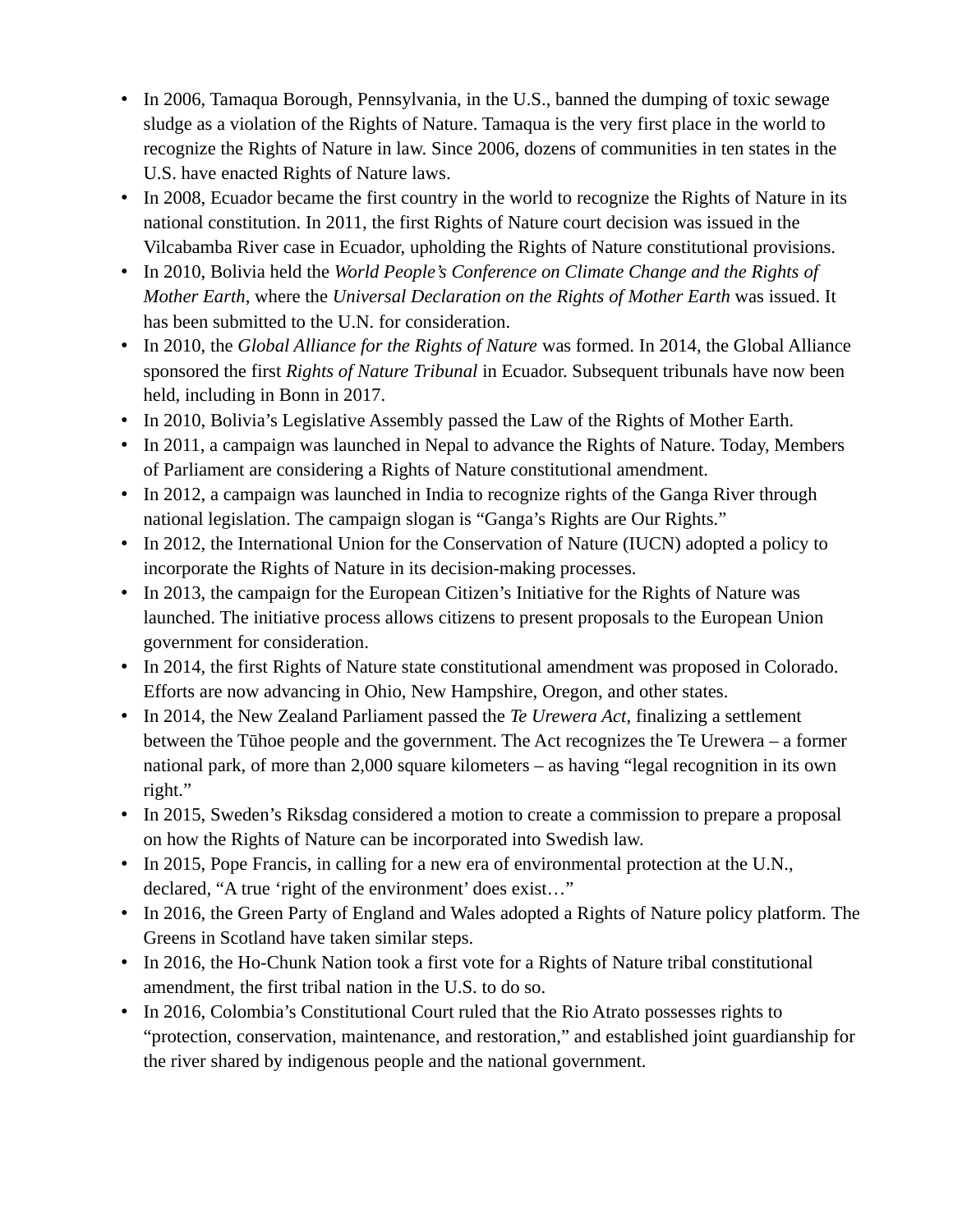- In 2006, Tamaqua Borough, Pennsylvania, in the U.S., banned the dumping of toxic sewage sludge as a violation of the Rights of Nature. Tamaqua is the very first place in the world to recognize the Rights of Nature in law. Since 2006, dozens of communities in ten states in the U.S. have enacted Rights of Nature laws.
- In 2008, Ecuador became the first country in the world to recognize the Rights of Nature in its national constitution. In 2011, the first Rights of Nature court decision was issued in the Vilcabamba River case in Ecuador, upholding the Rights of Nature constitutional provisions.
- In 2010, Bolivia held the *World People's Conference on Climate Change and the Rights of Mother Earth*, where the *Universal Declaration on the Rights of Mother Earth* was issued. It has been submitted to the U.N. for consideration.
- In 2010, the *Global Alliance for the Rights of Nature* was formed. In 2014, the Global Alliance sponsored the first *Rights of Nature Tribunal* in Ecuador. Subsequent tribunals have now been held, including in Bonn in 2017.
- In 2010, Bolivia's Legislative Assembly passed the Law of the Rights of Mother Earth.
- In 2011, a campaign was launched in Nepal to advance the Rights of Nature. Today, Members of Parliament are considering a Rights of Nature constitutional amendment.
- In 2012, a campaign was launched in India to recognize rights of the Ganga River through national legislation. The campaign slogan is "Ganga's Rights are Our Rights."
- In 2012, the International Union for the Conservation of Nature (IUCN) adopted a policy to incorporate the Rights of Nature in its decision-making processes.
- In 2013, the campaign for the European Citizen's Initiative for the Rights of Nature was launched. The initiative process allows citizens to present proposals to the European Union government for consideration.
- In 2014, the first Rights of Nature state constitutional amendment was proposed in Colorado. Efforts are now advancing in Ohio, New Hampshire, Oregon, and other states.
- In 2014, the New Zealand Parliament passed the *Te Urewera Act*, finalizing a settlement between the Tūhoe people and the government. The Act recognizes the Te Urewera – a former national park, of more than 2,000 square kilometers – as having "legal recognition in its own right."
- In 2015, Sweden's Riksdag considered a motion to create a commission to prepare a proposal on how the Rights of Nature can be incorporated into Swedish law.
- In 2015, Pope Francis, in calling for a new era of environmental protection at the U.N., declared, "A true 'right of the environment' does exist…"
- In 2016, the Green Party of England and Wales adopted a Rights of Nature policy platform. The Greens in Scotland have taken similar steps.
- In 2016, the Ho-Chunk Nation took a first vote for a Rights of Nature tribal constitutional amendment, the first tribal nation in the U.S. to do so.
- In 2016, Colombia's Constitutional Court ruled that the Rio Atrato possesses rights to "protection, conservation, maintenance, and restoration," and established joint guardianship for the river shared by indigenous people and the national government.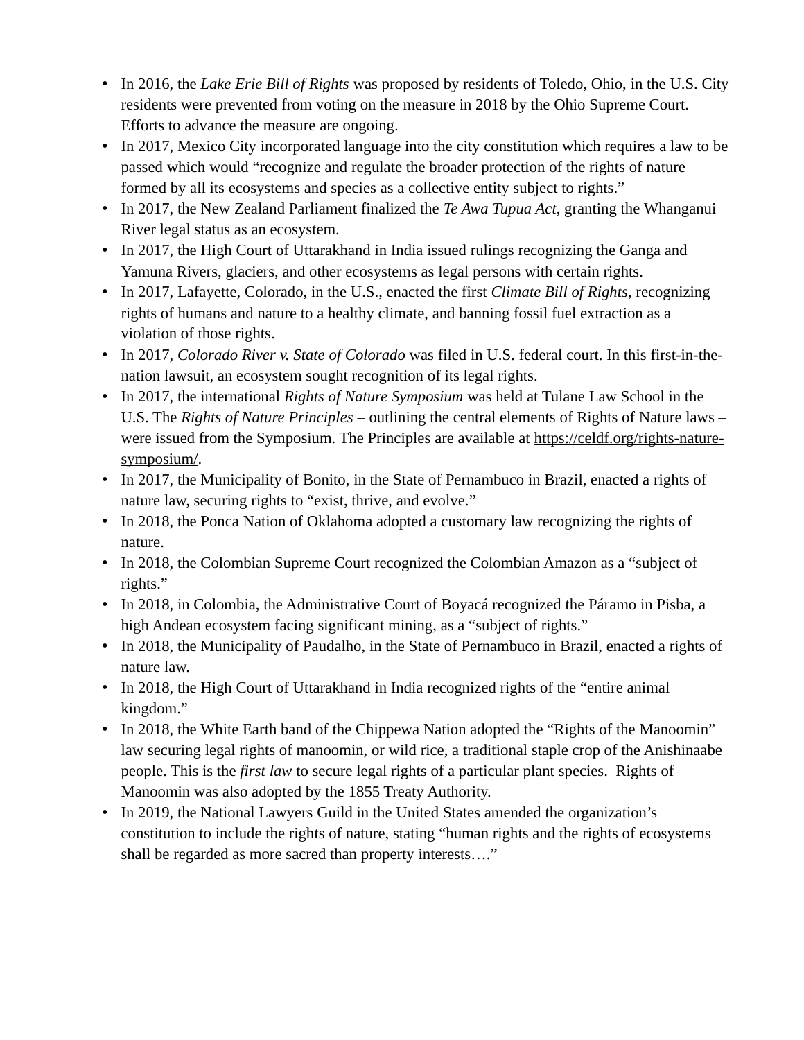- In 2016, the *Lake Erie Bill of Rights* was proposed by residents of Toledo, Ohio, in the U.S. City residents were prevented from voting on the measure in 2018 by the Ohio Supreme Court. Efforts to advance the measure are ongoing.
- In 2017, Mexico City incorporated language into the city constitution which requires a law to be passed which would "recognize and regulate the broader protection of the rights of nature formed by all its ecosystems and species as a collective entity subject to rights."
- In 2017, the New Zealand Parliament finalized the *Te Awa Tupua Act*, granting the Whanganui River legal status as an ecosystem.
- In 2017, the High Court of Uttarakhand in India issued rulings recognizing the Ganga and Yamuna Rivers, glaciers, and other ecosystems as legal persons with certain rights.
- In 2017, Lafayette, Colorado, in the U.S., enacted the first *Climate Bill of Rights*, recognizing rights of humans and nature to a healthy climate, and banning fossil fuel extraction as a violation of those rights.
- In 2017, *Colorado River v. State of Colorado* was filed in U.S. federal court. In this first-in-the-nation lawsuit, an ecosystem sought recognition of its legal rights.
- In 2017, the international *Rights of Nature Symposium* was held at Tulane Law School in the U.S. The *Rights of Nature Principles* – outlining the central elements of Rights of Nature laws – were issued from the Symposium. The Principles are available at https://celdf.org/rights-nature-symposium/.
- In 2017, the Municipality of Bonito, in the State of Pernambuco in Brazil, enacted a rights of nature law, securing rights to "exist, thrive, and evolve."
- In 2018, the Ponca Nation of Oklahoma adopted a customary law recognizing the rights of nature.
- In 2018, the Colombian Supreme Court recognized the Colombian Amazon as a "subject of rights."
- In 2018, in Colombia, the Administrative Court of Boyacá recognized the Páramo in Pisba, a high Andean ecosystem facing significant mining, as a "subject of rights."
- In 2018, the Municipality of Paudalho, in the State of Pernambuco in Brazil, enacted a rights of nature law.
- In 2018, the High Court of Uttarakhand in India recognized rights of the "entire animal kingdom."
- In 2018, the White Earth band of the Chippewa Nation adopted the "Rights of the Manoomin" law securing legal rights of manoomin, or wild rice, a traditional staple crop of the Anishinaabe people. This is the *first law* to secure legal rights of a particular plant species. Rights of Manoomin was also adopted by the 1855 Treaty Authority.
- In 2019, the National Lawyers Guild in the United States amended the organization's constitution to include the rights of nature, stating "human rights and the rights of ecosystems shall be regarded as more sacred than property interests…."